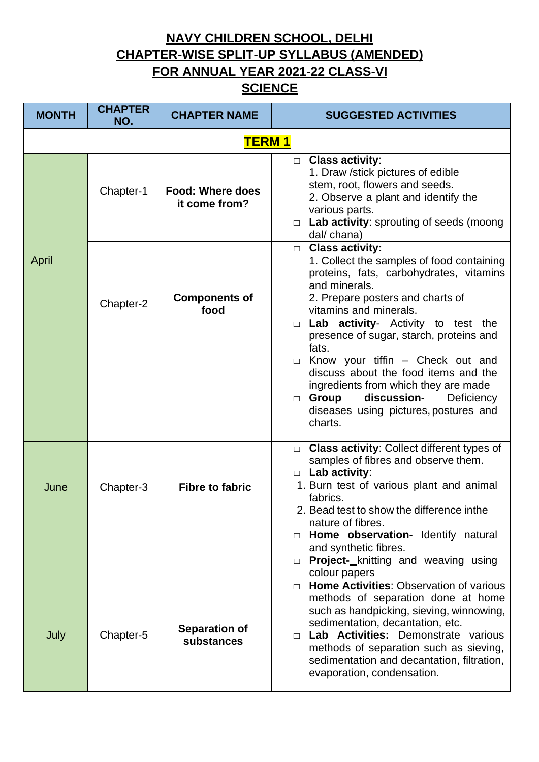# NAVY CHILDREN SCHOOL, DELHI
# CHAPTER-WISE SPLIT-UP SYLLABUS (AMENDED)
# FOR ANNUAL YEAR 2021-22 CLASS-VI
# SCIENCE

| MONTH | CHAPTER NO. | CHAPTER NAME | SUGGESTED ACTIVITIES |
|---|---|---|---|
| **TERM 1** | | | |
| April | Chapter-1 | **Food: Where does it come from?** | □ **Class activity**: 1. Draw /stick pictures of edible stem, root, flowers and seeds. 2. Observe a plant and identify the various parts. □ **Lab activity**: sprouting of seeds (moong dal/ chana) |
| | Chapter-2 | **Components of food** | □ **Class activity:** 1. Collect the samples of food containing proteins, fats, carbohydrates, vitamins and minerals. 2. Prepare posters and charts of vitamins and minerals. □ **Lab activity**- Activity to test the presence of sugar, starch, proteins and fats. □ Know your tiffin – Check out and discuss about the food items and the ingredients from which they are made □ **Group discussion-** Deficiency diseases using pictures, postures and charts. |
| June | Chapter-3 | **Fibre to fabric** | □ **Class activity**: Collect different types of samples of fibres and observe them. □ **Lab activity**: 1. Burn test of various plant and animal fabrics. 2. Bead test to show the difference inthe nature of fibres. □ **Home observation-** Identify natural and synthetic fibres. □ **Project-** knitting and weaving using colour papers |
| July | Chapter-5 | **Separation of substances** | □ **Home Activities**: Observation of various methods of separation done at home such as handpicking, sieving, winnowing, sedimentation, decantation, etc. □ **Lab Activities:** Demonstrate various methods of separation such as sieving, sedimentation and decantation, filtration, evaporation, condensation. |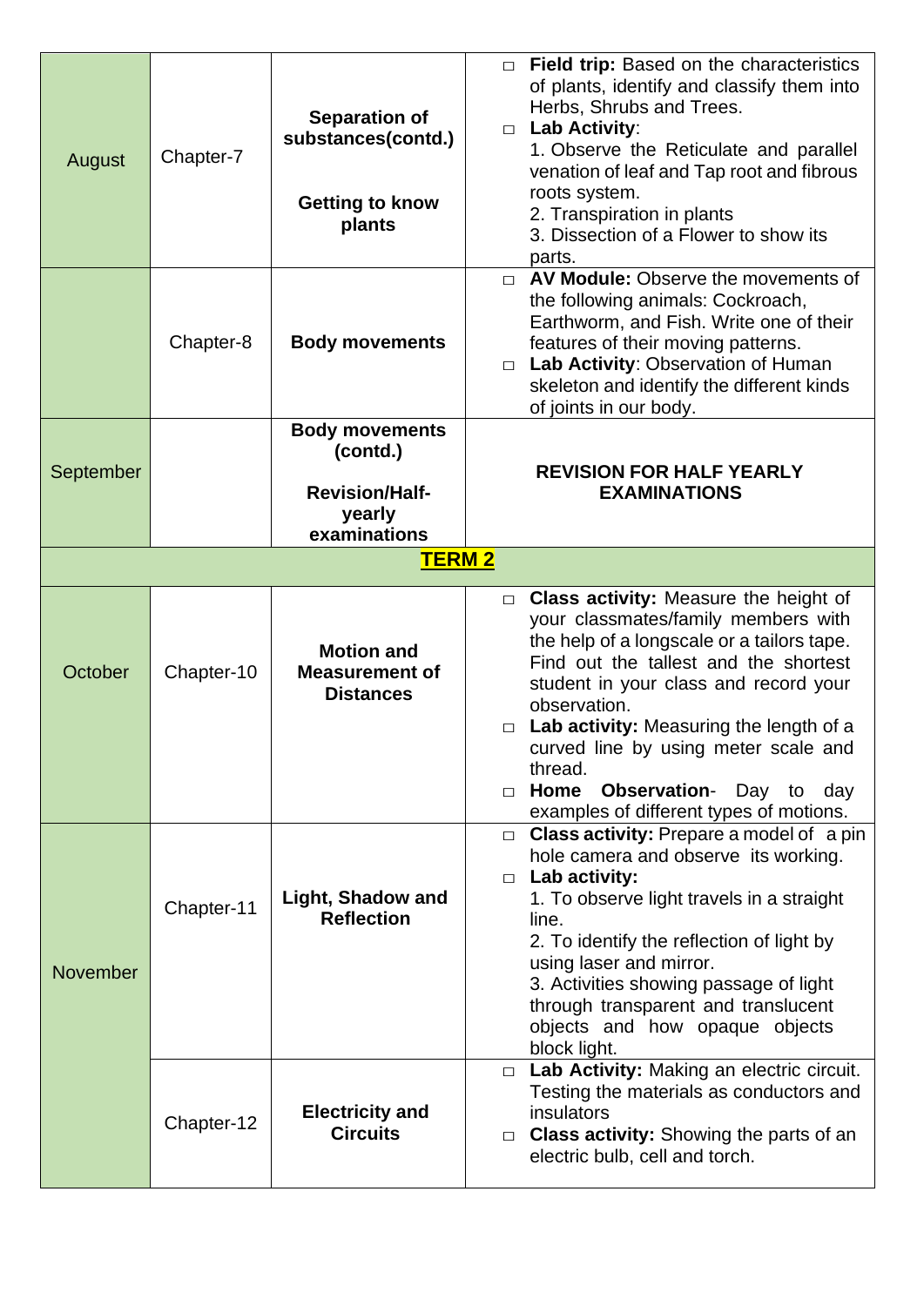| | | | |
|---|---|---|---|
| August | Chapter-7 | **Separation of substances(contd.)**<br><br>**Getting to know plants** | □ **Field trip:** Based on the characteristics of plants, identify and classify them into Herbs, Shrubs and Trees.<br>□ **Lab Activity**:<br>1. Observe the Reticulate and parallel venation of leaf and Tap root and fibrous roots system.<br>2. Transpiration in plants<br>3. Dissection of a Flower to show its parts. |
| | Chapter-8 | **Body movements** | □ **AV Module:** Observe the movements of the following animals: Cockroach, Earthworm, and Fish. Write one of their features of their moving patterns.<br>□ **Lab Activity**: Observation of Human skeleton and identify the different kinds of joints in our body. |
| September | | **Body movements (contd.)**<br><br>**Revision/Half-yearly examinations** | **REVISION FOR HALF YEARLY EXAMINATIONS** |
| **TERM 2** | | | |
| October | Chapter-10 | **Motion and Measurement of Distances** | □ **Class activity:** Measure the height of your classmates/family members with the help of a longscale or a tailors tape. Find out the tallest and the shortest student in your class and record your observation.<br>□ **Lab activity:** Measuring the length of a curved line by using meter scale and thread.<br>□ **Home Observation**- Day to day examples of different types of motions. |
| November | Chapter-11 | **Light, Shadow and Reflection** | □ **Class activity:** Prepare a model of a pin hole camera and observe its working.<br>□ **Lab activity:**<br>1. To observe light travels in a straight line.<br>2. To identify the reflection of light by using laser and mirror.<br>3. Activities showing passage of light through transparent and translucent objects and how opaque objects block light. |
| | Chapter-12 | **Electricity and Circuits** | □ **Lab Activity:** Making an electric circuit. Testing the materials as conductors and insulators<br>□ **Class activity:** Showing the parts of an electric bulb, cell and torch. |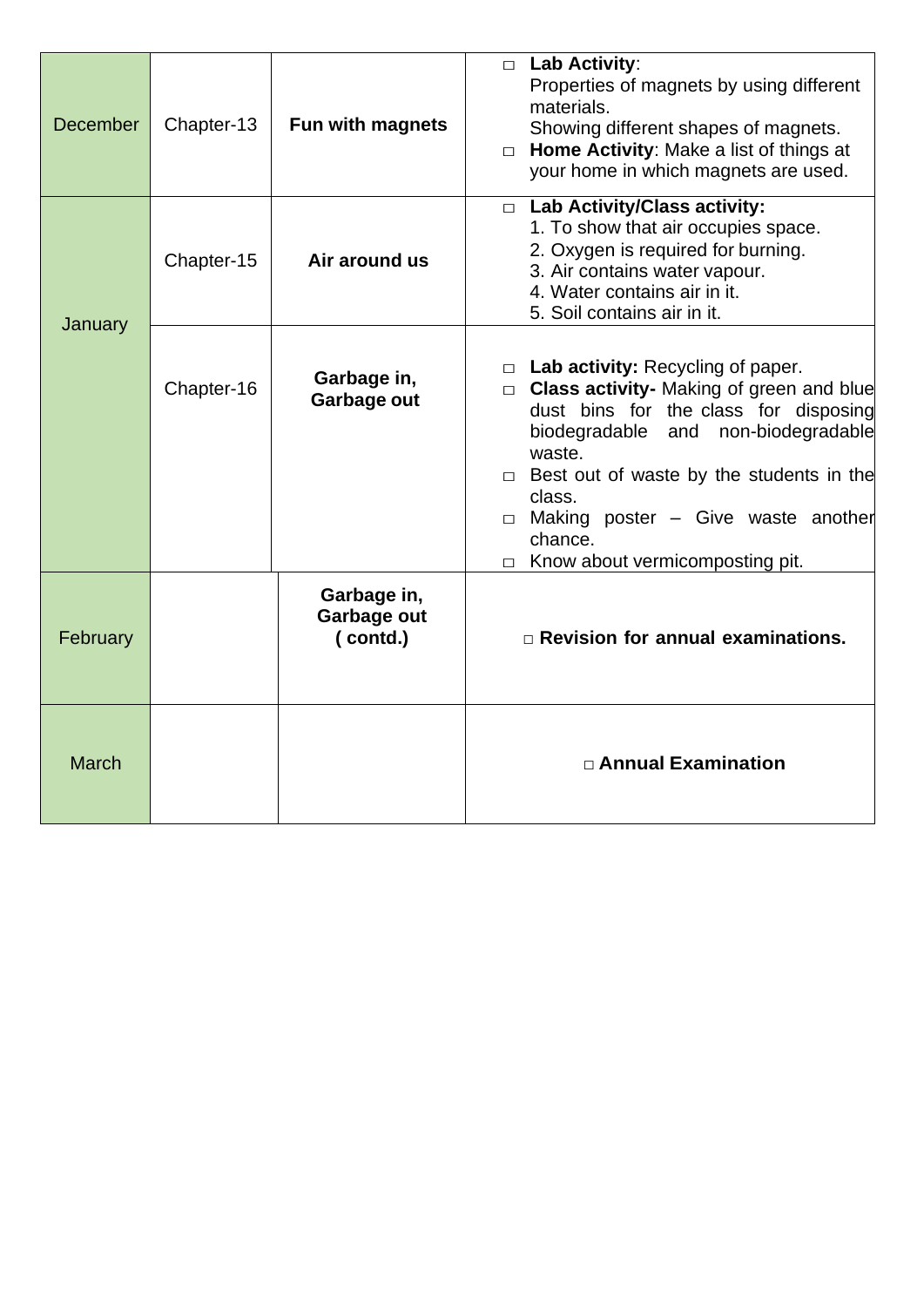| | | | |
|---|---|---|---|
| December | Chapter-13 | **Fun with magnets** | □ **Lab Activity**: Properties of magnets by using different materials. Showing different shapes of magnets.<br>□ **Home Activity**: Make a list of things at your home in which magnets are used. |
| January | Chapter-15 | **Air around us** | □ **Lab Activity/Class activity:**<br>1. To show that air occupies space.<br>2. Oxygen is required for burning.<br>3. Air contains water vapour.<br>4. Water contains air in it.<br>5. Soil contains air in it. |
| | Chapter-16 | **Garbage in, Garbage out** | □ **Lab activity:** Recycling of paper.<br>□ **Class activity-** Making of green and blue dust bins for the class for disposing biodegradable and non-biodegradable waste.<br>□ Best out of waste by the students in the class.<br>□ Making poster – Give waste another chance.<br>□ Know about vermicomposting pit. |
| February | | **Garbage in, Garbage out ( contd.)** | □ **Revision for annual examinations.** |
| March | | | □ **Annual Examination** |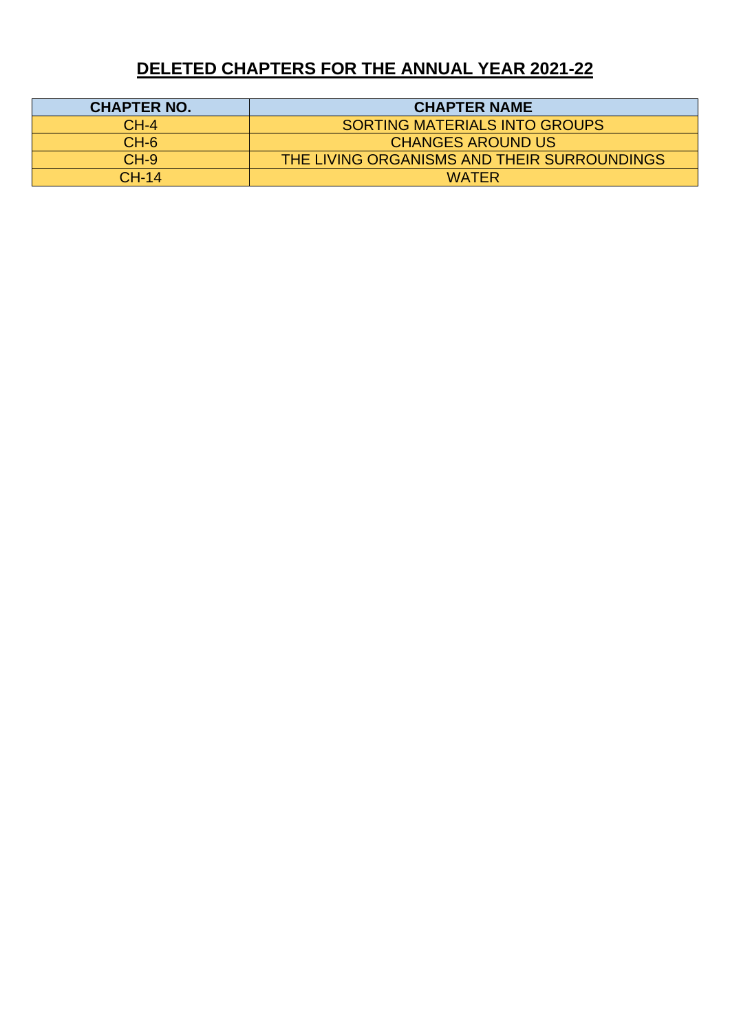# DELETED CHAPTERS FOR THE ANNUAL YEAR 2021-22

| CHAPTER NO. | CHAPTER NAME |
|---|---|
| CH-4 | SORTING MATERIALS INTO GROUPS |
| CH-6 | CHANGES AROUND US |
| CH-9 | THE LIVING ORGANISMS AND THEIR SURROUNDINGS |
| CH-14 | WATER |